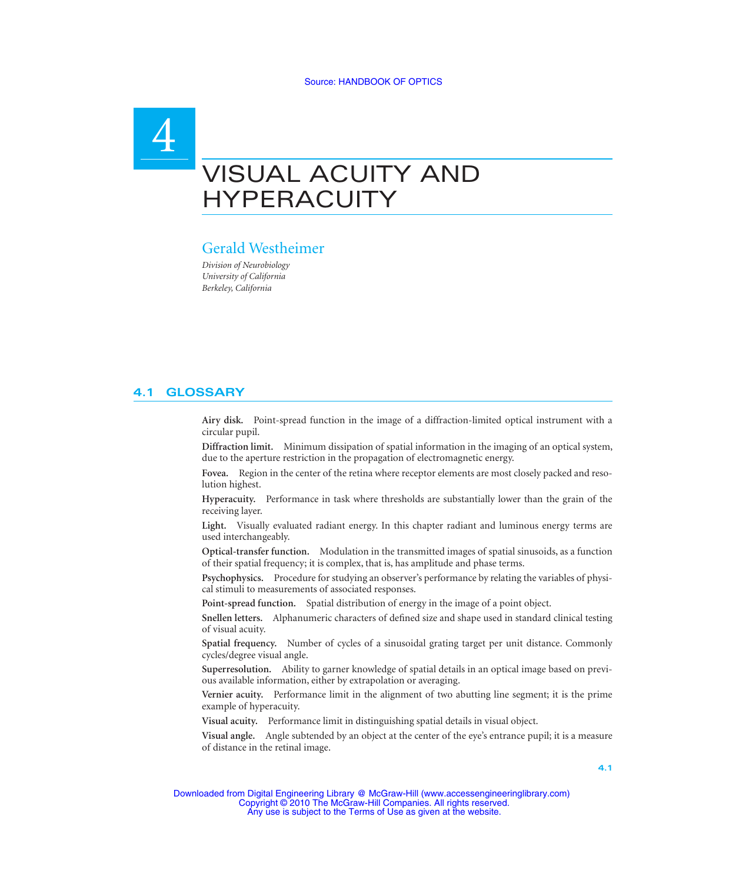# 4

# VISUAL ACUITY AND HYPERACUITY

## Gerald Westheimer

*Division of Neurobiology*
*University of California*
*Berkeley, California*

## 4.1 GLOSSARY

**Airy disk.** Point-spread function in the image of a diffraction-limited optical instrument with a circular pupil.

**Diffraction limit.** Minimum dissipation of spatial information in the imaging of an optical system, due to the aperture restriction in the propagation of electromagnetic energy.

**Fovea.** Region in the center of the retina where receptor elements are most closely packed and resolution highest.

**Hyperacuity.** Performance in task where thresholds are substantially lower than the grain of the receiving layer.

**Light.** Visually evaluated radiant energy. In this chapter radiant and luminous energy terms are used interchangeably.

**Optical-transfer function.** Modulation in the transmitted images of spatial sinusoids, as a function of their spatial frequency; it is complex, that is, has amplitude and phase terms.

**Psychophysics.** Procedure for studying an observer's performance by relating the variables of physical stimuli to measurements of associated responses.

**Point-spread function.** Spatial distribution of energy in the image of a point object.

**Snellen letters.** Alphanumeric characters of defined size and shape used in standard clinical testing of visual acuity.

**Spatial frequency.** Number of cycles of a sinusoidal grating target per unit distance. Commonly cycles/degree visual angle.

**Superresolution.** Ability to garner knowledge of spatial details in an optical image based on previous available information, either by extrapolation or averaging.

**Vernier acuity.** Performance limit in the alignment of two abutting line segment; it is the prime example of hyperacuity.

**Visual acuity.** Performance limit in distinguishing spatial details in visual object.

**Visual angle.** Angle subtended by an object at the center of the eye's entrance pupil; it is a measure of distance in the retinal image.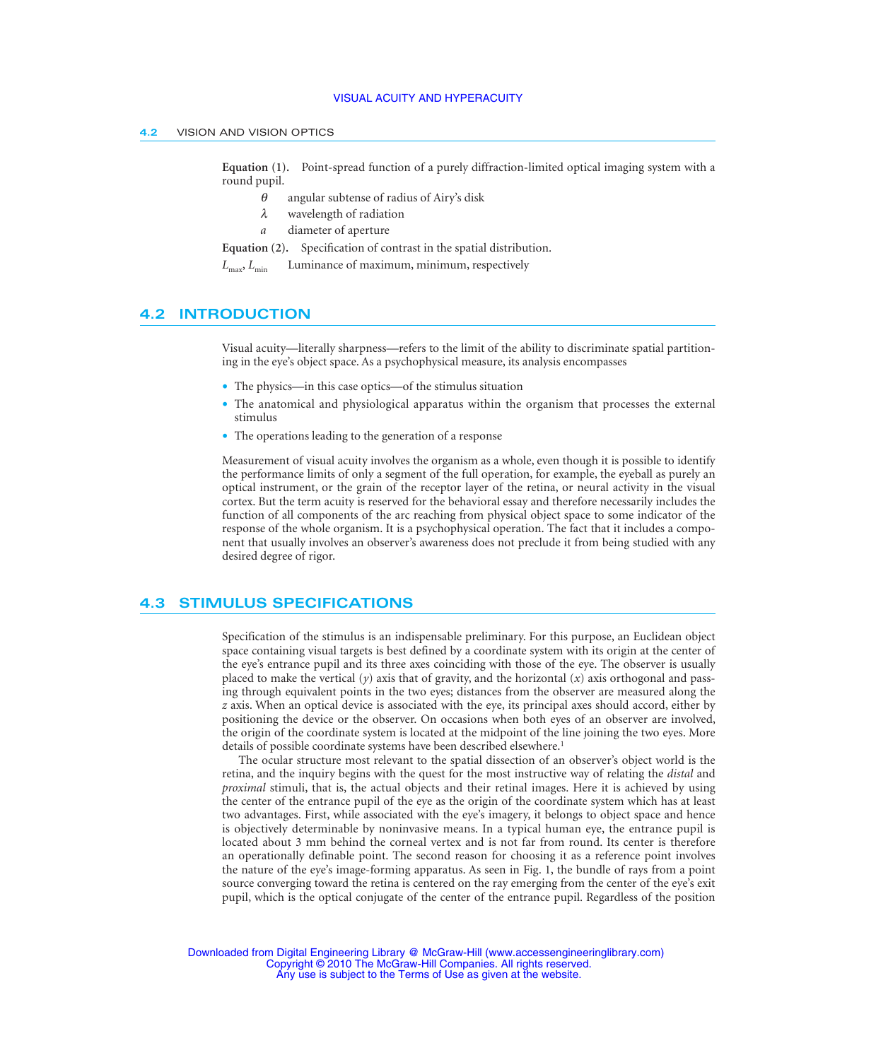**Equation (1).** Point-spread function of a purely diffraction-limited optical imaging system with a round pupil.

- $\theta$ angular subtense of radius of Airy's disk
- $\lambda$ wavelength of radiation
- $a$ diameter of aperture

**Equation (2).** Specification of contrast in the spatial distribution.

$L_{max}$, $L_{min}$ Luminance of maximum, minimum, respectively

## 4.2 INTRODUCTION

Visual acuity—literally sharpness—refers to the limit of the ability to discriminate spatial partitioning in the eye's object space. As a psychophysical measure, its analysis encompasses

- The physics—in this case optics—of the stimulus situation
- The anatomical and physiological apparatus within the organism that processes the external stimulus
- The operations leading to the generation of a response

Measurement of visual acuity involves the organism as a whole, even though it is possible to identify the performance limits of only a segment of the full operation, for example, the eyeball as purely an optical instrument, or the grain of the receptor layer of the retina, or neural activity in the visual cortex. But the term acuity is reserved for the behavioral essay and therefore necessarily includes the function of all components of the arc reaching from physical object space to some indicator of the response of the whole organism. It is a psychophysical operation. The fact that it includes a component that usually involves an observer's awareness does not preclude it from being studied with any desired degree of rigor.

## 4.3 STIMULUS SPECIFICATIONS

Specification of the stimulus is an indispensable preliminary. For this purpose, an Euclidean object space containing visual targets is best defined by a coordinate system with its origin at the center of the eye's entrance pupil and its three axes coinciding with those of the eye. The observer is usually placed to make the vertical ($y$) axis that of gravity, and the horizontal ($x$) axis orthogonal and passing through equivalent points in the two eyes; distances from the observer are measured along the $z$ axis. When an optical device is associated with the eye, its principal axes should accord, either by positioning the device or the observer. On occasions when both eyes of an observer are involved, the origin of the coordinate system is located at the midpoint of the line joining the two eyes. More details of possible coordinate systems have been described elsewhere.[1]

The ocular structure most relevant to the spatial dissection of an observer's object world is the retina, and the inquiry begins with the quest for the most instructive way of relating the *distal* and *proximal* stimuli, that is, the actual objects and their retinal images. Here it is achieved by using the center of the entrance pupil of the eye as the origin of the coordinate system which has at least two advantages. First, while associated with the eye's imagery, it belongs to object space and hence is objectively determinable by noninvasive means. In a typical human eye, the entrance pupil is located about 3 mm behind the corneal vertex and is not far from round. Its center is therefore an operationally definable point. The second reason for choosing it as a reference point involves the nature of the eye's image-forming apparatus. As seen in Fig. 1, the bundle of rays from a point source converging toward the retina is centered on the ray emerging from the center of the eye's exit pupil, which is the optical conjugate of the center of the entrance pupil. Regardless of the position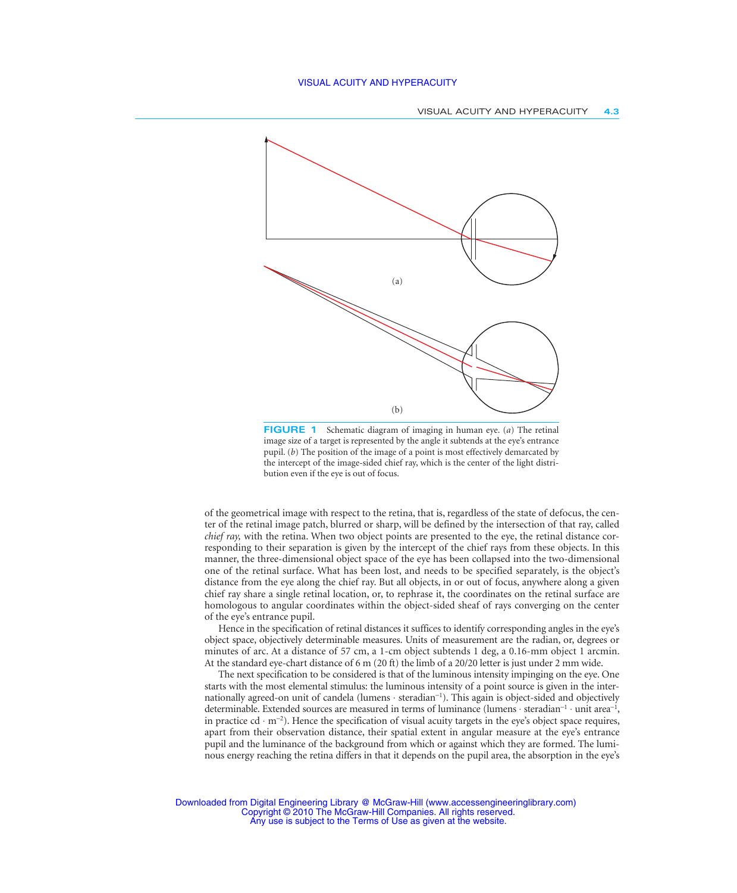(a)

(b)

**FIGURE 1** Schematic diagram of imaging in human eye. (*a*) The retinal image size of a target is represented by the angle it subtends at the eye's entrance pupil. (*b*) The position of the image of a point is most effectively demarcated by the intercept of the image-sided chief ray, which is the center of the light distribution even if the eye is out of focus.

of the geometrical image with respect to the retina, that is, regardless of the state of defocus, the center of the retinal image patch, blurred or sharp, will be defined by the intersection of that ray, called *chief ray,* with the retina. When two object points are presented to the eye, the retinal distance corresponding to their separation is given by the intercept of the chief rays from these objects. In this manner, the three-dimensional object space of the eye has been collapsed into the two-dimensional one of the retinal surface. What has been lost, and needs to be specified separately, is the object's distance from the eye along the chief ray. But all objects, in or out of focus, anywhere along a given chief ray share a single retinal location, or, to rephrase it, the coordinates on the retinal surface are homologous to angular coordinates within the object-sided sheaf of rays converging on the center of the eye's entrance pupil.

Hence in the specification of retinal distances it suffices to identify corresponding angles in the eye's object space, objectively determinable measures. Units of measurement are the radian, or, degrees or minutes of arc. At a distance of 57 cm, a 1-cm object subtends 1 deg, a 0.16-mm object 1 arcmin. At the standard eye-chart distance of 6 m (20 ft) the limb of a 20/20 letter is just under 2 mm wide.

The next specification to be considered is that of the luminous intensity impinging on the eye. One starts with the most elemental stimulus: the luminous intensity of a point source is given in the internationally agreed-on unit of candela (lumens · steradian$^{-1}$). This again is object-sided and objectively determinable. Extended sources are measured in terms of luminance (lumens · steradian$^{-1}$ · unit area$^{-1}$, in practice cd · m$^{-2}$). Hence the specification of visual acuity targets in the eye's object space requires, apart from their observation distance, their spatial extent in angular measure at the eye's entrance pupil and the luminance of the background from which or against which they are formed. The luminous energy reaching the retina differs in that it depends on the pupil area, the absorption in the eye's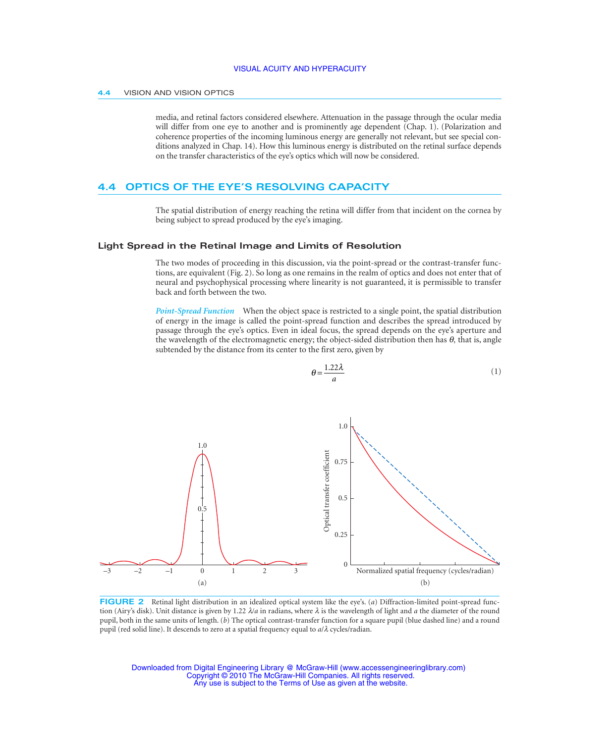media, and retinal factors considered elsewhere. Attenuation in the passage through the ocular media will differ from one eye to another and is prominently age dependent (Chap. 1). (Polarization and coherence properties of the incoming luminous energy are generally not relevant, but see special conditions analyzed in Chap. 14). How this luminous energy is distributed on the retinal surface depends on the transfer characteristics of the eye's optics which will now be considered.

## 4.4 OPTICS OF THE EYE'S RESOLVING CAPACITY

The spatial distribution of energy reaching the retina will differ from that incident on the cornea by being subject to spread produced by the eye's imaging.

### Light Spread in the Retinal Image and Limits of Resolution

The two modes of proceeding in this discussion, via the point-spread or the contrast-transfer functions, are equivalent (Fig. 2). So long as one remains in the realm of optics and does not enter that of neural and psychophysical processing where linearity is not guaranteed, it is permissible to transfer back and forth between the two.

*Point-Spread Function* When the object space is restricted to a single point, the spatial distribution of energy in the image is called the point-spread function and describes the spread introduced by passage through the eye's optics. Even in ideal focus, the spread depends on the eye's aperture and the wavelength of the electromagnetic energy; the object-sided distribution then has $\theta$, that is, angle subtended by the distance from its center to the first zero, given by

$$\theta = \frac{1.22\lambda}{a} \tag{1}$$

**FIGURE 2** Retinal light distribution in an idealized optical system like the eye's. (*a*) Diffraction-limited point-spread function (Airy's disk). Unit distance is given by 1.22 $\lambda/a$ in radians, where $\lambda$ is the wavelength of light and $a$ the diameter of the round pupil, both in the same units of length. (*b*) The optical contrast-transfer function for a square pupil (blue dashed line) and a round pupil (red solid line). It descends to zero at a spatial frequency equal to $a/\lambda$ cycles/radian.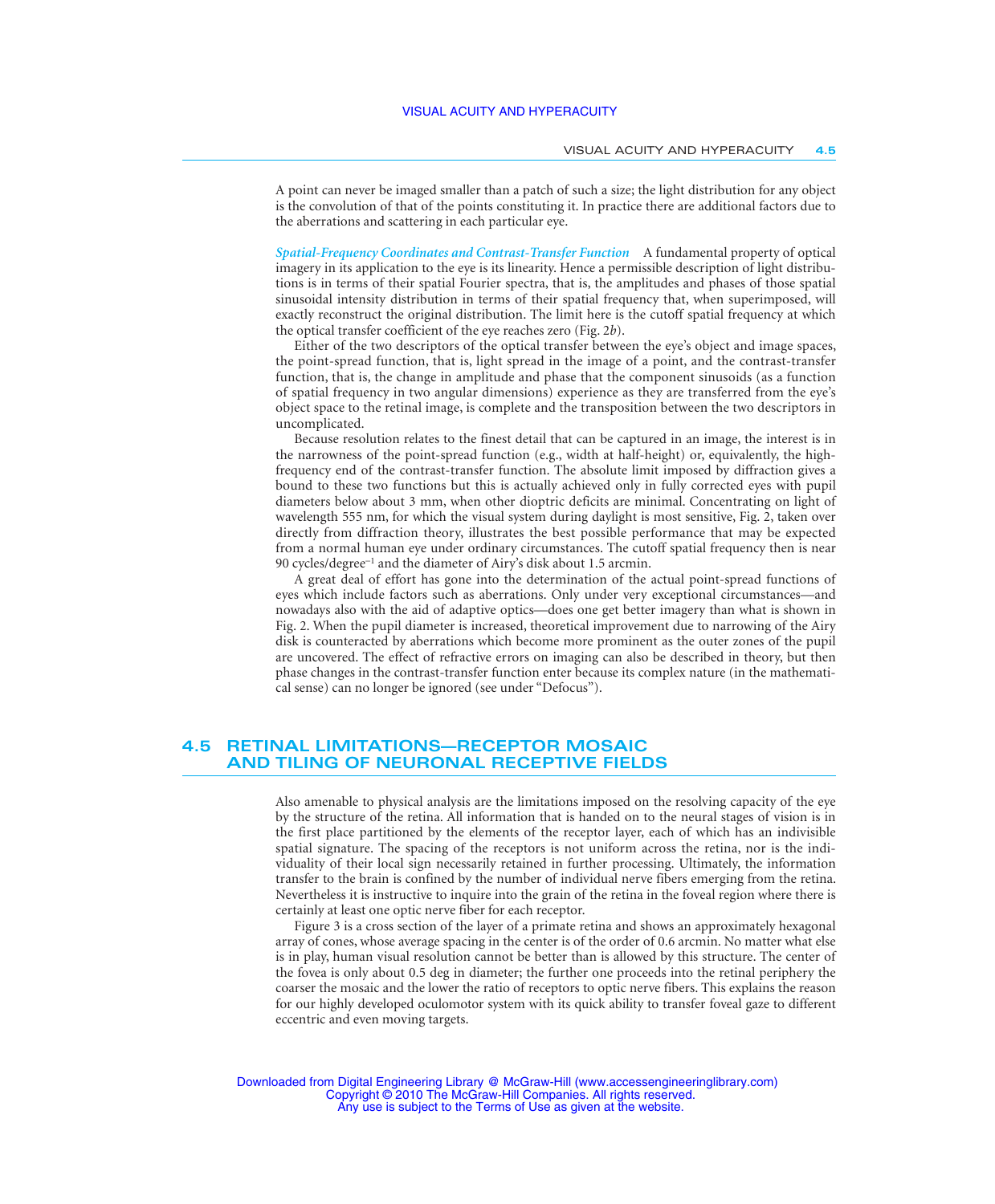A point can never be imaged smaller than a patch of such a size; the light distribution for any object is the convolution of that of the points constituting it. In practice there are additional factors due to the aberrations and scattering in each particular eye.

***Spatial-Frequency Coordinates and Contrast-Transfer Function*** A fundamental property of optical imagery in its application to the eye is its linearity. Hence a permissible description of light distributions is in terms of their spatial Fourier spectra, that is, the amplitudes and phases of those spatial sinusoidal intensity distribution in terms of their spatial frequency that, when superimposed, will exactly reconstruct the original distribution. The limit here is the cutoff spatial frequency at which the optical transfer coefficient of the eye reaches zero (Fig. 2*b*).

Either of the two descriptors of the optical transfer between the eye's object and image spaces, the point-spread function, that is, light spread in the image of a point, and the contrast-transfer function, that is, the change in amplitude and phase that the component sinusoids (as a function of spatial frequency in two angular dimensions) experience as they are transferred from the eye's object space to the retinal image, is complete and the transposition between the two descriptors in uncomplicated.

Because resolution relates to the finest detail that can be captured in an image, the interest is in the narrowness of the point-spread function (e.g., width at half-height) or, equivalently, the high-frequency end of the contrast-transfer function. The absolute limit imposed by diffraction gives a bound to these two functions but this is actually achieved only in fully corrected eyes with pupil diameters below about 3 mm, when other dioptric deficits are minimal. Concentrating on light of wavelength 555 nm, for which the visual system during daylight is most sensitive, Fig. 2, taken over directly from diffraction theory, illustrates the best possible performance that may be expected from a normal human eye under ordinary circumstances. The cutoff spatial frequency then is near 90 cycles/degree$^{-1}$ and the diameter of Airy's disk about 1.5 arcmin.

A great deal of effort has gone into the determination of the actual point-spread functions of eyes which include factors such as aberrations. Only under very exceptional circumstances—and nowadays also with the aid of adaptive optics—does one get better imagery than what is shown in Fig. 2. When the pupil diameter is increased, theoretical improvement due to narrowing of the Airy disk is counteracted by aberrations which become more prominent as the outer zones of the pupil are uncovered. The effect of refractive errors on imaging can also be described in theory, but then phase changes in the contrast-transfer function enter because its complex nature (in the mathematical sense) can no longer be ignored (see under "Defocus").

## 4.5 RETINAL LIMITATIONS—RECEPTOR MOSAIC AND TILING OF NEURONAL RECEPTIVE FIELDS

Also amenable to physical analysis are the limitations imposed on the resolving capacity of the eye by the structure of the retina. All information that is handed on to the neural stages of vision is in the first place partitioned by the elements of the receptor layer, each of which has an indivisible spatial signature. The spacing of the receptors is not uniform across the retina, nor is the individuality of their local sign necessarily retained in further processing. Ultimately, the information transfer to the brain is confined by the number of individual nerve fibers emerging from the retina. Nevertheless it is instructive to inquire into the grain of the retina in the foveal region where there is certainly at least one optic nerve fiber for each receptor.

Figure 3 is a cross section of the layer of a primate retina and shows an approximately hexagonal array of cones, whose average spacing in the center is of the order of 0.6 arcmin. No matter what else is in play, human visual resolution cannot be better than is allowed by this structure. The center of the fovea is only about 0.5 deg in diameter; the further one proceeds into the retinal periphery the coarser the mosaic and the lower the ratio of receptors to optic nerve fibers. This explains the reason for our highly developed oculomotor system with its quick ability to transfer foveal gaze to different eccentric and even moving targets.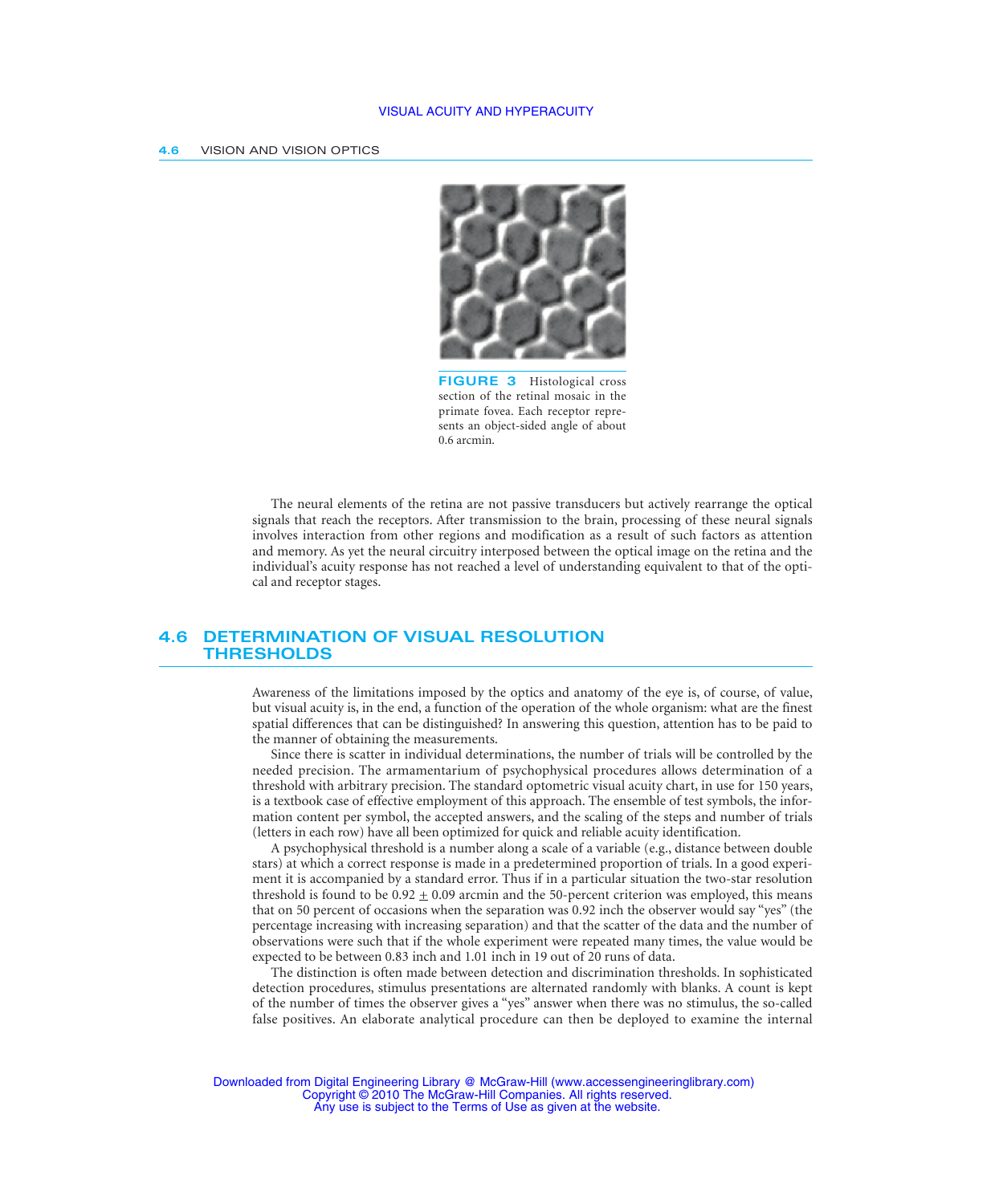FIGURE 3 Histological cross section of the retinal mosaic in the primate fovea. Each receptor represents an object-sided angle of about 0.6 arcmin.

The neural elements of the retina are not passive transducers but actively rearrange the optical signals that reach the receptors. After transmission to the brain, processing of these neural signals involves interaction from other regions and modification as a result of such factors as attention and memory. As yet the neural circuitry interposed between the optical image on the retina and the individual's acuity response has not reached a level of understanding equivalent to that of the optical and receptor stages.

## 4.6 DETERMINATION OF VISUAL RESOLUTION THRESHOLDS

Awareness of the limitations imposed by the optics and anatomy of the eye is, of course, of value, but visual acuity is, in the end, a function of the operation of the whole organism: what are the finest spatial differences that can be distinguished? In answering this question, attention has to be paid to the manner of obtaining the measurements.

Since there is scatter in individual determinations, the number of trials will be controlled by the needed precision. The armamentarium of psychophysical procedures allows determination of a threshold with arbitrary precision. The standard optometric visual acuity chart, in use for 150 years, is a textbook case of effective employment of this approach. The ensemble of test symbols, the information content per symbol, the accepted answers, and the scaling of the steps and number of trials (letters in each row) have all been optimized for quick and reliable acuity identification.

A psychophysical threshold is a number along a scale of a variable (e.g., distance between double stars) at which a correct response is made in a predetermined proportion of trials. In a good experiment it is accompanied by a standard error. Thus if in a particular situation the two-star resolution threshold is found to be $0.92 \pm 0.09$ arcmin and the 50-percent criterion was employed, this means that on 50 percent of occasions when the separation was 0.92 inch the observer would say "yes" (the percentage increasing with increasing separation) and that the scatter of the data and the number of observations were such that if the whole experiment were repeated many times, the value would be expected to be between 0.83 inch and 1.01 inch in 19 out of 20 runs of data.

The distinction is often made between detection and discrimination thresholds. In sophisticated detection procedures, stimulus presentations are alternated randomly with blanks. A count is kept of the number of times the observer gives a "yes" answer when there was no stimulus, the so-called false positives. An elaborate analytical procedure can then be deployed to examine the internal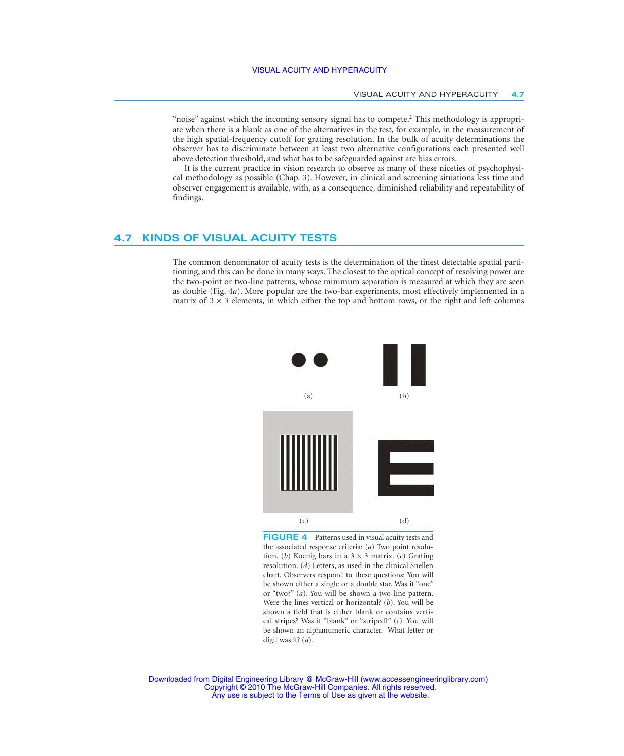"noise" against which the incoming sensory signal has to compete.[2] This methodology is appropriate when there is a blank as one of the alternatives in the test, for example, in the measurement of the high spatial-frequency cutoff for grating resolution. In the bulk of acuity determinations the observer has to discriminate between at least two alternative configurations each presented well above detection threshold, and what has to be safeguarded against are bias errors.

It is the current practice in vision research to observe as many of these niceties of psychophysical methodology as possible (Chap. 3). However, in clinical and screening situations less time and observer engagement is available, with, as a consequence, diminished reliability and repeatability of findings.

## 4.7 KINDS OF VISUAL ACUITY TESTS

The common denominator of acuity tests is the determination of the finest detectable spatial partitioning, and this can be done in many ways. The closest to the optical concept of resolving power are the two-point or two-line patterns, whose minimum separation is measured at which they are seen as double (Fig. 4*a*). More popular are the two-bar experiments, most effectively implemented in a matrix of 3 × 3 elements, in which either the top and bottom rows, or the right and left columns

(a) (b) (c) (d)

**FIGURE 4** Patterns used in visual acuity tests and the associated response criteria: (*a*) Two point resolution. (*b*) Koenig bars in a 3 × 3 matrix. (*c*) Grating resolution. (*d*) Letters, as used in the clinical Snellen chart. Observers respond to these questions: You will be shown either a single or a double star. Was it "one" or "two?" (*a*). You will be shown a two-line pattern. Were the lines vertical or horizontal? (*b*). You will be shown a field that is either blank or contains vertical stripes? Was it "blank" or "striped?" (*c*). You will be shown an alphanumeric character. What letter or digit was it? (*d*).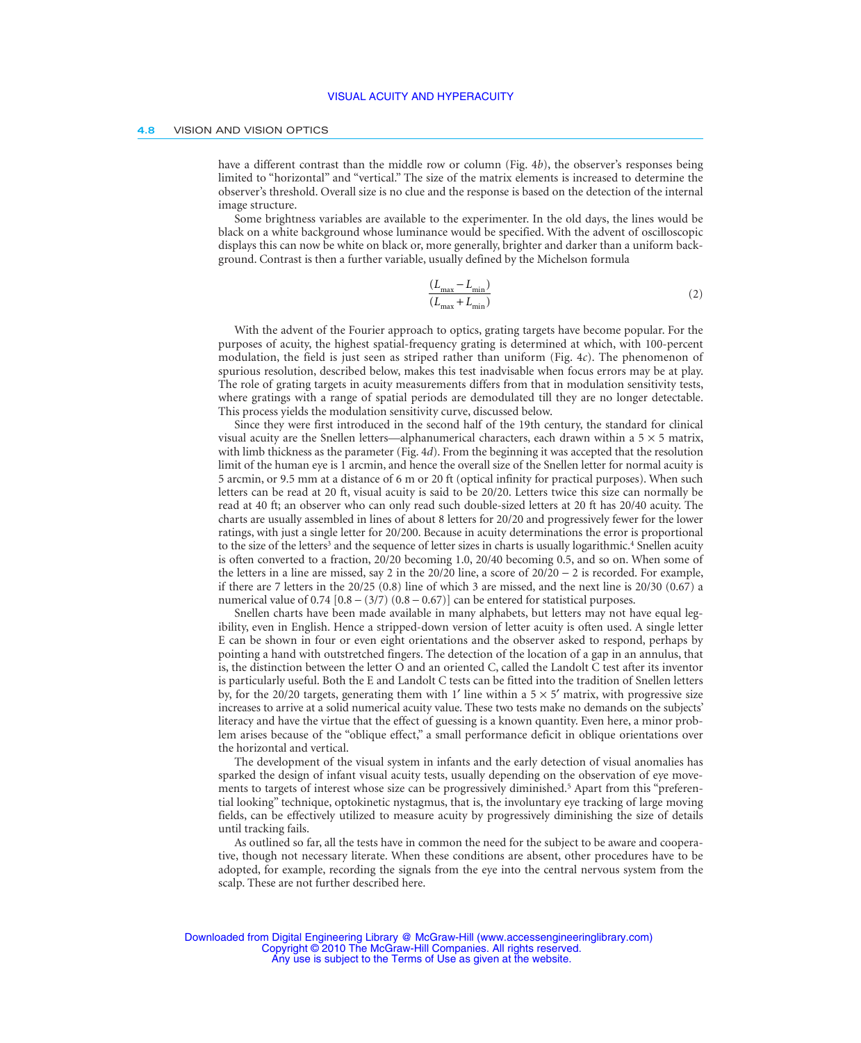have a different contrast than the middle row or column (Fig. 4*b*), the observer's responses being limited to "horizontal" and "vertical." The size of the matrix elements is increased to determine the observer's threshold. Overall size is no clue and the response is based on the detection of the internal image structure.

Some brightness variables are available to the experimenter. In the old days, the lines would be black on a white background whose luminance would be specified. With the advent of oscilloscopic displays this can now be white on black or, more generally, brighter and darker than a uniform background. Contrast is then a further variable, usually defined by the Michelson formula

$$\frac{(L_{\max} - L_{\min})}{(L_{\max} + L_{\min})} \tag{2}$$

With the advent of the Fourier approach to optics, grating targets have become popular. For the purposes of acuity, the highest spatial-frequency grating is determined at which, with 100-percent modulation, the field is just seen as striped rather than uniform (Fig. 4*c*). The phenomenon of spurious resolution, described below, makes this test inadvisable when focus errors may be at play. The role of grating targets in acuity measurements differs from that in modulation sensitivity tests, where gratings with a range of spatial periods are demodulated till they are no longer detectable. This process yields the modulation sensitivity curve, discussed below.

Since they were first introduced in the second half of the 19th century, the standard for clinical visual acuity are the Snellen letters—alphanumerical characters, each drawn within a $5 \times 5$ matrix, with limb thickness as the parameter (Fig. 4*d*). From the beginning it was accepted that the resolution limit of the human eye is 1 arcmin, and hence the overall size of the Snellen letter for normal acuity is 5 arcmin, or 9.5 mm at a distance of 6 m or 20 ft (optical infinity for practical purposes). When such letters can be read at 20 ft, visual acuity is said to be 20/20. Letters twice this size can normally be read at 40 ft; an observer who can only read such double-sized letters at 20 ft has 20/40 acuity. The charts are usually assembled in lines of about 8 letters for 20/20 and progressively fewer for the lower ratings, with just a single letter for 20/200. Because in acuity determinations the error is proportional to the size of the letters[3] and the sequence of letter sizes in charts is usually logarithmic.[4] Snellen acuity is often converted to a fraction, 20/20 becoming 1.0, 20/40 becoming 0.5, and so on. When some of the letters in a line are missed, say 2 in the 20/20 line, a score of 20/20 − 2 is recorded. For example, if there are 7 letters in the 20/25 (0.8) line of which 3 are missed, and the next line is 20/30 (0.67) a numerical value of 0.74 [$0.8 - (3/7)\,(0.8 - 0.67)$] can be entered for statistical purposes.

Snellen charts have been made available in many alphabets, but letters may not have equal legibility, even in English. Hence a stripped-down version of letter acuity is often used. A single letter E can be shown in four or even eight orientations and the observer asked to respond, perhaps by pointing a hand with outstretched fingers. The detection of the location of a gap in an annulus, that is, the distinction between the letter O and an oriented C, called the Landolt C test after its inventor is particularly useful. Both the E and Landolt C tests can be fitted into the tradition of Snellen letters by, for the 20/20 targets, generating them with 1′ line within a $5 \times 5'$ matrix, with progressive size increases to arrive at a solid numerical acuity value. These two tests make no demands on the subjects' literacy and have the virtue that the effect of guessing is a known quantity. Even here, a minor problem arises because of the "oblique effect," a small performance deficit in oblique orientations over the horizontal and vertical.

The development of the visual system in infants and the early detection of visual anomalies has sparked the design of infant visual acuity tests, usually depending on the observation of eye movements to targets of interest whose size can be progressively diminished.[5] Apart from this "preferential looking" technique, optokinetic nystagmus, that is, the involuntary eye tracking of large moving fields, can be effectively utilized to measure acuity by progressively diminishing the size of details until tracking fails.

As outlined so far, all the tests have in common the need for the subject to be aware and cooperative, though not necessary literate. When these conditions are absent, other procedures have to be adopted, for example, recording the signals from the eye into the central nervous system from the scalp. These are not further described here.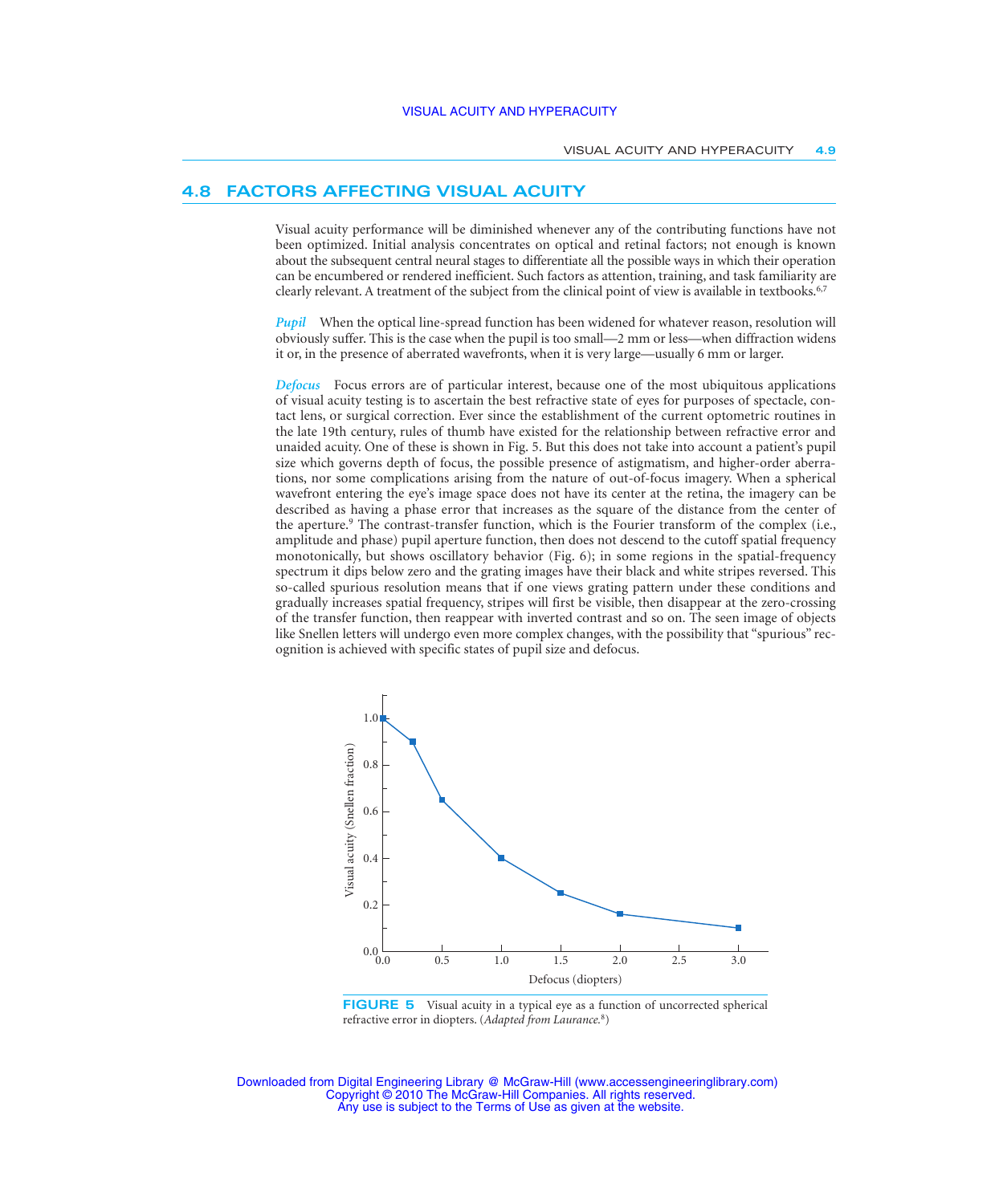## 4.8 FACTORS AFFECTING VISUAL ACUITY

Visual acuity performance will be diminished whenever any of the contributing functions have not been optimized. Initial analysis concentrates on optical and retinal factors; not enough is known about the subsequent central neural stages to differentiate all the possible ways in which their operation can be encumbered or rendered inefficient. Such factors as attention, training, and task familiarity are clearly relevant. A treatment of the subject from the clinical point of view is available in textbooks.[6,7]

***Pupil*** When the optical line-spread function has been widened for whatever reason, resolution will obviously suffer. This is the case when the pupil is too small—2 mm or less—when diffraction widens it or, in the presence of aberrated wavefronts, when it is very large—usually 6 mm or larger.

***Defocus*** Focus errors are of particular interest, because one of the most ubiquitous applications of visual acuity testing is to ascertain the best refractive state of eyes for purposes of spectacle, contact lens, or surgical correction. Ever since the establishment of the current optometric routines in the late 19th century, rules of thumb have existed for the relationship between refractive error and unaided acuity. One of these is shown in Fig. 5. But this does not take into account a patient's pupil size which governs depth of focus, the possible presence of astigmatism, and higher-order aberrations, nor some complications arising from the nature of out-of-focus imagery. When a spherical wavefront entering the eye's image space does not have its center at the retina, the imagery can be described as having a phase error that increases as the square of the distance from the center of the aperture.[9] The contrast-transfer function, which is the Fourier transform of the complex (i.e., amplitude and phase) pupil aperture function, then does not descend to the cutoff spatial frequency monotonically, but shows oscillatory behavior (Fig. 6); in some regions in the spatial-frequency spectrum it dips below zero and the grating images have their black and white stripes reversed. This so-called spurious resolution means that if one views grating pattern under these conditions and gradually increases spatial frequency, stripes will first be visible, then disappear at the zero-crossing of the transfer function, then reappear with inverted contrast and so on. The seen image of objects like Snellen letters will undergo even more complex changes, with the possibility that "spurious" recognition is achieved with specific states of pupil size and defocus.

**FIGURE 5** Visual acuity in a typical eye as a function of uncorrected spherical refractive error in diopters. (*Adapted from Laurance.*[8])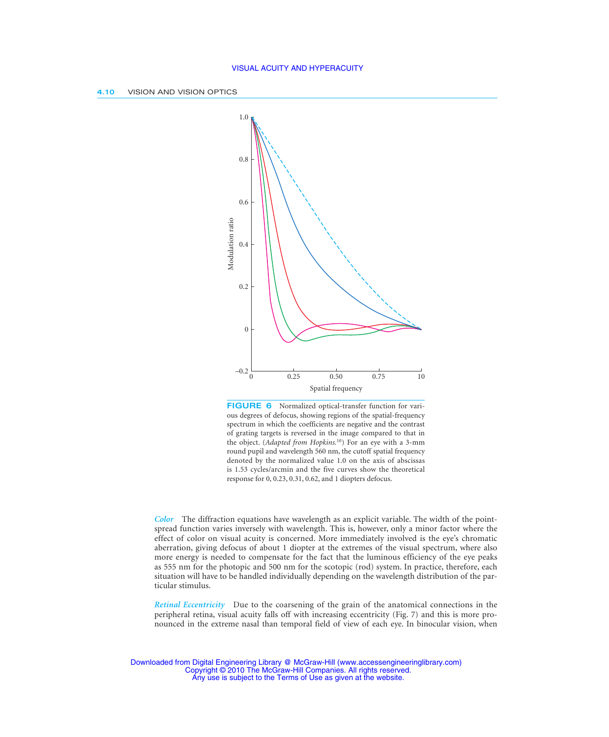FIGURE 6 Normalized optical-transfer function for various degrees of defocus, showing regions of the spatial-frequency spectrum in which the coefficients are negative and the contrast of grating targets is reversed in the image compared to that in the object. (*Adapted from Hopkins.*[10]) For an eye with a 3-mm round pupil and wavelength 560 nm, the cutoff spatial frequency denoted by the normalized value 1.0 on the axis of abscissas is 1.53 cycles/arcmin and the five curves show the theoretical response for 0, 0.23, 0.31, 0.62, and 1 diopters defocus.

***Color*** The diffraction equations have wavelength as an explicit variable. The width of the point-spread function varies inversely with wavelength. This is, however, only a minor factor where the effect of color on visual acuity is concerned. More immediately involved is the eye's chromatic aberration, giving defocus of about 1 diopter at the extremes of the visual spectrum, where also more energy is needed to compensate for the fact that the luminous efficiency of the eye peaks as 555 nm for the photopic and 500 nm for the scotopic (rod) system. In practice, therefore, each situation will have to be handled individually depending on the wavelength distribution of the particular stimulus.

***Retinal Eccentricity*** Due to the coarsening of the grain of the anatomical connections in the peripheral retina, visual acuity falls off with increasing eccentricity (Fig. 7) and this is more pronounced in the extreme nasal than temporal field of view of each eye. In binocular vision, when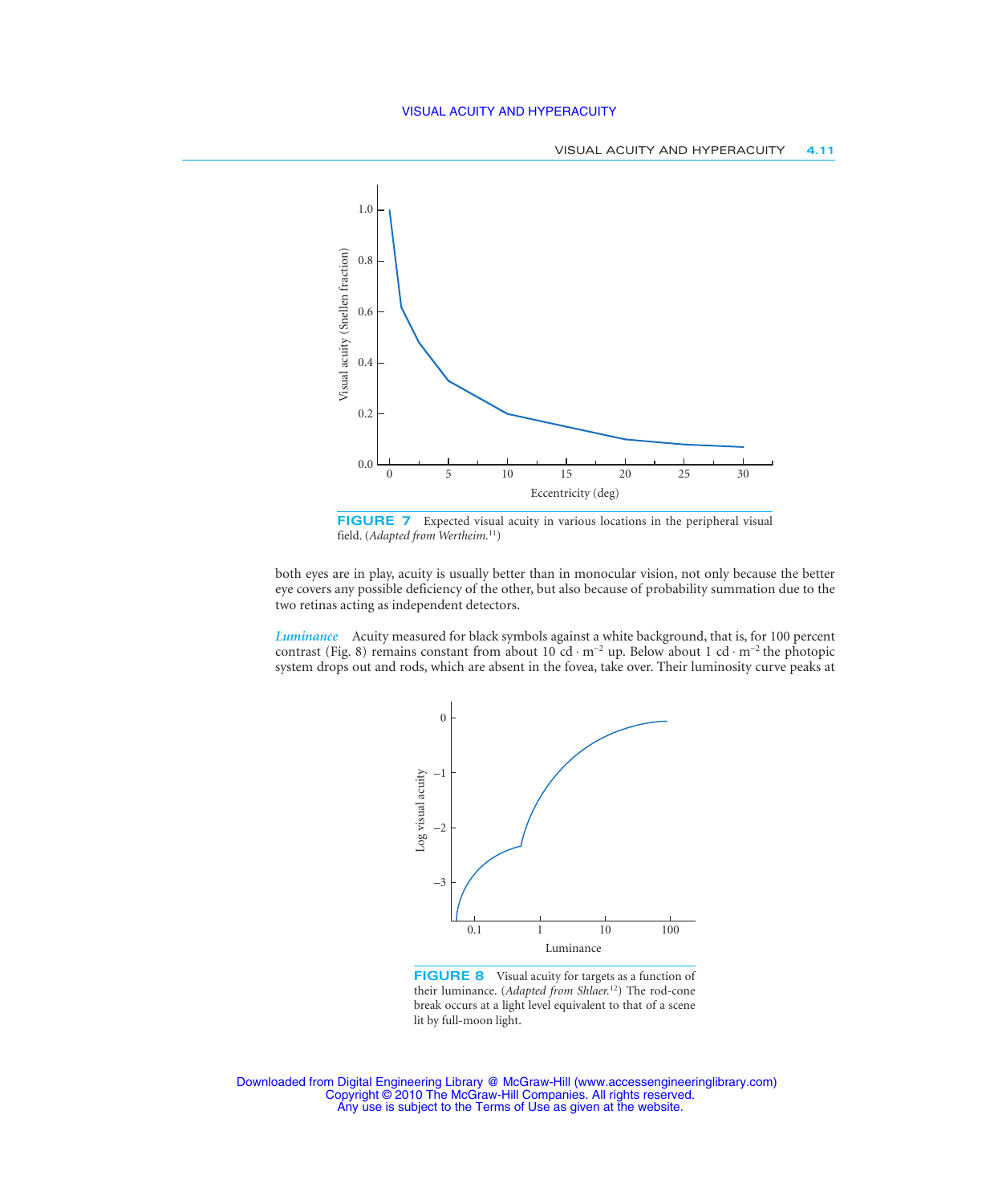**FIGURE 7** Expected visual acuity in various locations in the peripheral visual field. (*Adapted from Wertheim.*[11])

both eyes are in play, acuity is usually better than in monocular vision, not only because the better eye covers any possible deficiency of the other, but also because of probability summation due to the two retinas acting as independent detectors.

***Luminance*** Acuity measured for black symbols against a white background, that is, for 100 percent contrast (Fig. 8) remains constant from about 10 $cd \cdot m^{-2}$ up. Below about 1 $cd \cdot m^{-2}$ the photopic system drops out and rods, which are absent in the fovea, take over. Their luminosity curve peaks at

**FIGURE 8** Visual acuity for targets as a function of their luminance. (*Adapted from Shlaer.*[12]) The rod-cone break occurs at a light level equivalent to that of a scene lit by full-moon light.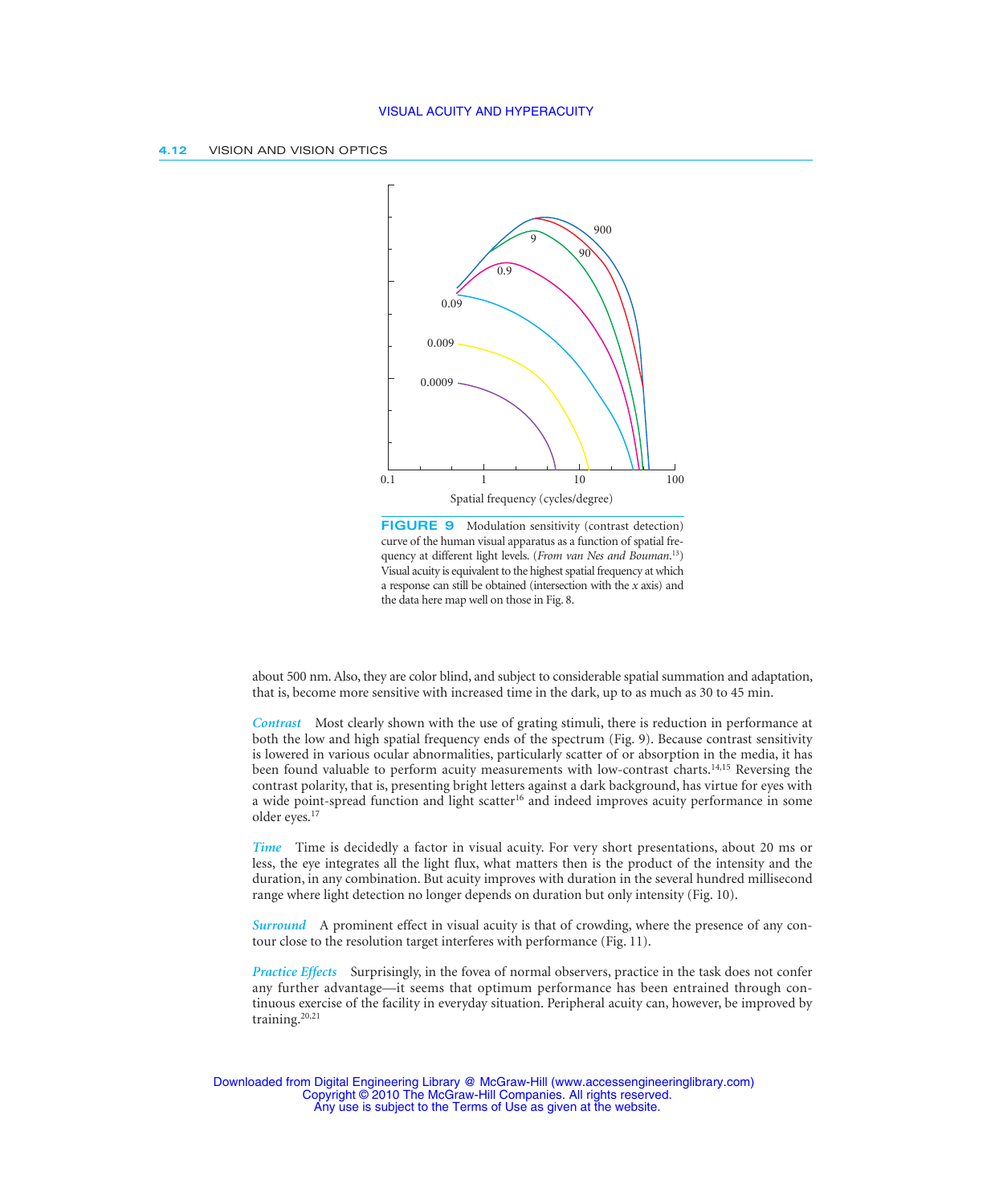**FIGURE 9** Modulation sensitivity (contrast detection) curve of the human visual apparatus as a function of spatial frequency at different light levels. (*From van Nes and Bouman.*[13]) Visual acuity is equivalent to the highest spatial frequency at which a response can still be obtained (intersection with the *x* axis) and the data here map well on those in Fig. 8.

about 500 nm. Also, they are color blind, and subject to considerable spatial summation and adaptation, that is, become more sensitive with increased time in the dark, up to as much as 30 to 45 min.

***Contrast*** Most clearly shown with the use of grating stimuli, there is reduction in performance at both the low and high spatial frequency ends of the spectrum (Fig. 9). Because contrast sensitivity is lowered in various ocular abnormalities, particularly scatter of or absorption in the media, it has been found valuable to perform acuity measurements with low-contrast charts.[14,15] Reversing the contrast polarity, that is, presenting bright letters against a dark background, has virtue for eyes with a wide point-spread function and light scatter[16] and indeed improves acuity performance in some older eyes.[17]

***Time*** Time is decidedly a factor in visual acuity. For very short presentations, about 20 ms or less, the eye integrates all the light flux, what matters then is the product of the intensity and the duration, in any combination. But acuity improves with duration in the several hundred millisecond range where light detection no longer depends on duration but only intensity (Fig. 10).

***Surround*** A prominent effect in visual acuity is that of crowding, where the presence of any contour close to the resolution target interferes with performance (Fig. 11).

***Practice Effects*** Surprisingly, in the fovea of normal observers, practice in the task does not confer any further advantage—it seems that optimum performance has been entrained through continuous exercise of the facility in everyday situation. Peripheral acuity can, however, be improved by training.[20,21]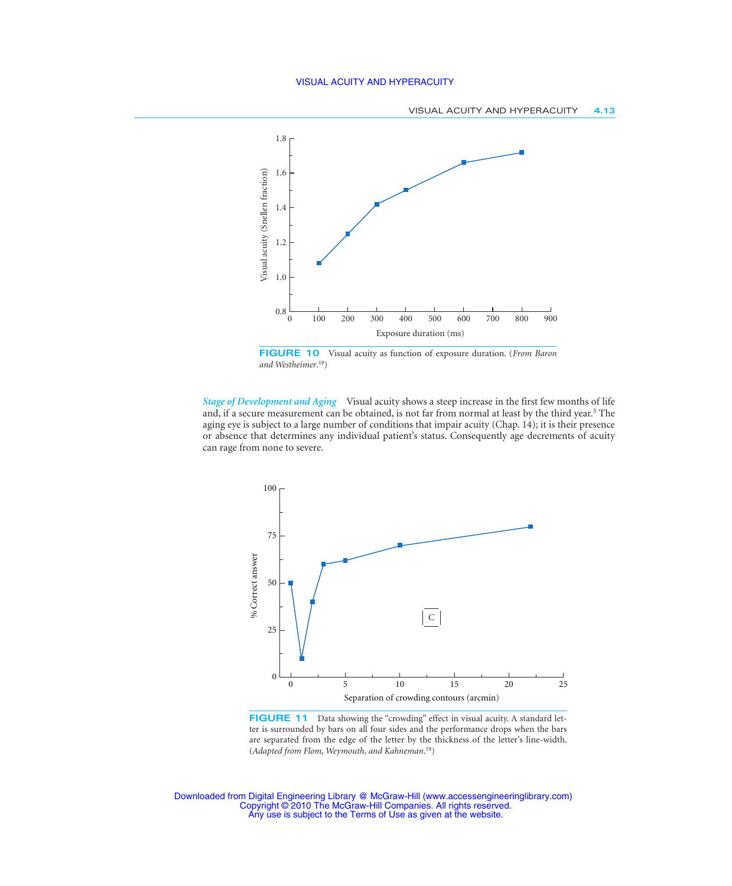**FIGURE 10** Visual acuity as function of exposure duration. (*From Baron and Westheimer.*[18])

*Stage of Development and Aging* Visual acuity shows a steep increase in the first few months of life and, if a secure measurement can be obtained, is not far from normal at least by the third year.[5] The aging eye is subject to a large number of conditions that impair acuity (Chap. 14); it is their presence or absence that determines any individual patient's status. Consequently age decrements of acuity can rage from none to severe.

**FIGURE 11** Data showing the "crowding" effect in visual acuity. A standard letter is surrounded by bars on all four sides and the performance drops when the bars are separated from the edge of the letter by the thickness of the letter's line-width. (*Adapted from Flom, Weymouth, and Kahneman.*[19])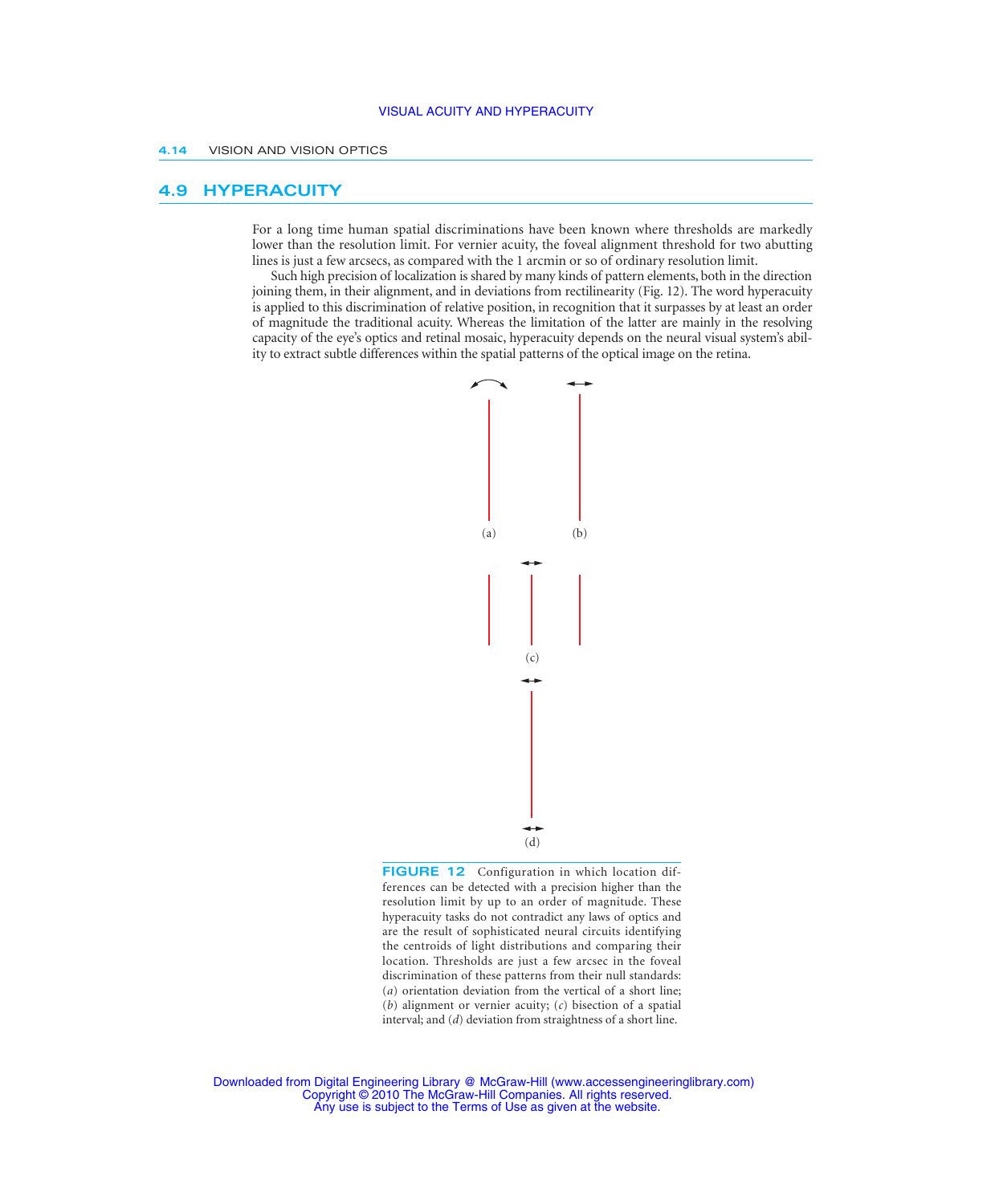## 4.9 HYPERACUITY

For a long time human spatial discriminations have been known where thresholds are markedly lower than the resolution limit. For vernier acuity, the foveal alignment threshold for two abutting lines is just a few arcsecs, as compared with the 1 arcmin or so of ordinary resolution limit.

Such high precision of localization is shared by many kinds of pattern elements, both in the direction joining them, in their alignment, and in deviations from rectilinearity (Fig. 12). The word hyperacuity is applied to this discrimination of relative position, in recognition that it surpasses by at least an order of magnitude the traditional acuity. Whereas the limitation of the latter are mainly in the resolving capacity of the eye's optics and retinal mosaic, hyperacuity depends on the neural visual system's ability to extract subtle differences within the spatial patterns of the optical image on the retina.

**FIGURE 12** Configuration in which location differences can be detected with a precision higher than the resolution limit by up to an order of magnitude. These hyperacuity tasks do not contradict any laws of optics and are the result of sophisticated neural circuits identifying the centroids of light distributions and comparing their location. Thresholds are just a few arcsec in the foveal discrimination of these patterns from their null standards: (*a*) orientation deviation from the vertical of a short line; (*b*) alignment or vernier acuity; (*c*) bisection of a spatial interval; and (*d*) deviation from straightness of a short line.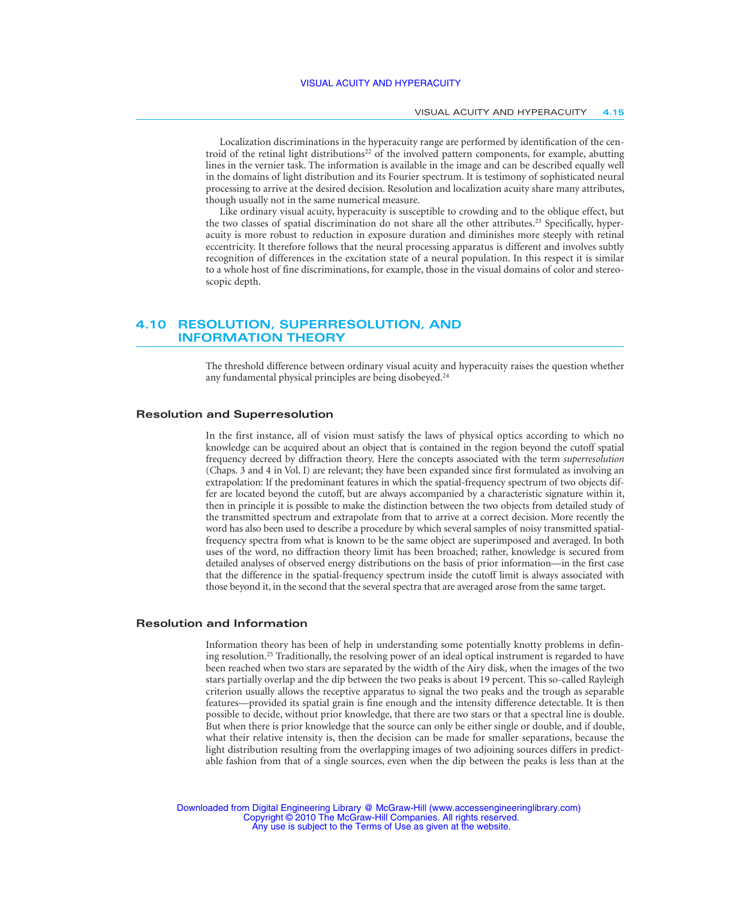Localization discriminations in the hyperacuity range are performed by identification of the centroid of the retinal light distributions[22] of the involved pattern components, for example, abutting lines in the vernier task. The information is available in the image and can be described equally well in the domains of light distribution and its Fourier spectrum. It is testimony of sophisticated neural processing to arrive at the desired decision. Resolution and localization acuity share many attributes, though usually not in the same numerical measure.

Like ordinary visual acuity, hyperacuity is susceptible to crowding and to the oblique effect, but the two classes of spatial discrimination do not share all the other attributes.[23] Specifically, hyperacuity is more robust to reduction in exposure duration and diminishes more steeply with retinal eccentricity. It therefore follows that the neural processing apparatus is different and involves subtly recognition of differences in the excitation state of a neural population. In this respect it is similar to a whole host of fine discriminations, for example, those in the visual domains of color and stereoscopic depth.

## 4.10 RESOLUTION, SUPERRESOLUTION, AND INFORMATION THEORY

The threshold difference between ordinary visual acuity and hyperacuity raises the question whether any fundamental physical principles are being disobeyed.[24]

### Resolution and Superresolution

In the first instance, all of vision must satisfy the laws of physical optics according to which no knowledge can be acquired about an object that is contained in the region beyond the cutoff spatial frequency decreed by diffraction theory. Here the concepts associated with the term *superresolution* (Chaps. 3 and 4 in Vol. I) are relevant; they have been expanded since first formulated as involving an extrapolation: If the predominant features in which the spatial-frequency spectrum of two objects differ are located beyond the cutoff, but are always accompanied by a characteristic signature within it, then in principle it is possible to make the distinction between the two objects from detailed study of the transmitted spectrum and extrapolate from that to arrive at a correct decision. More recently the word has also been used to describe a procedure by which several samples of noisy transmitted spatial-frequency spectra from what is known to be the same object are superimposed and averaged. In both uses of the word, no diffraction theory limit has been broached; rather, knowledge is secured from detailed analyses of observed energy distributions on the basis of prior information—in the first case that the difference in the spatial-frequency spectrum inside the cutoff limit is always associated with those beyond it, in the second that the several spectra that are averaged arose from the same target.

### Resolution and Information

Information theory has been of help in understanding some potentially knotty problems in defining resolution.[25] Traditionally, the resolving power of an ideal optical instrument is regarded to have been reached when two stars are separated by the width of the Airy disk, when the images of the two stars partially overlap and the dip between the two peaks is about 19 percent. This so-called Rayleigh criterion usually allows the receptive apparatus to signal the two peaks and the trough as separable features—provided its spatial grain is fine enough and the intensity difference detectable. It is then possible to decide, without prior knowledge, that there are two stars or that a spectral line is double. But when there is prior knowledge that the source can only be either single or double, and if double, what their relative intensity is, then the decision can be made for smaller separations, because the light distribution resulting from the overlapping images of two adjoining sources differs in predictable fashion from that of a single sources, even when the dip between the peaks is less than at the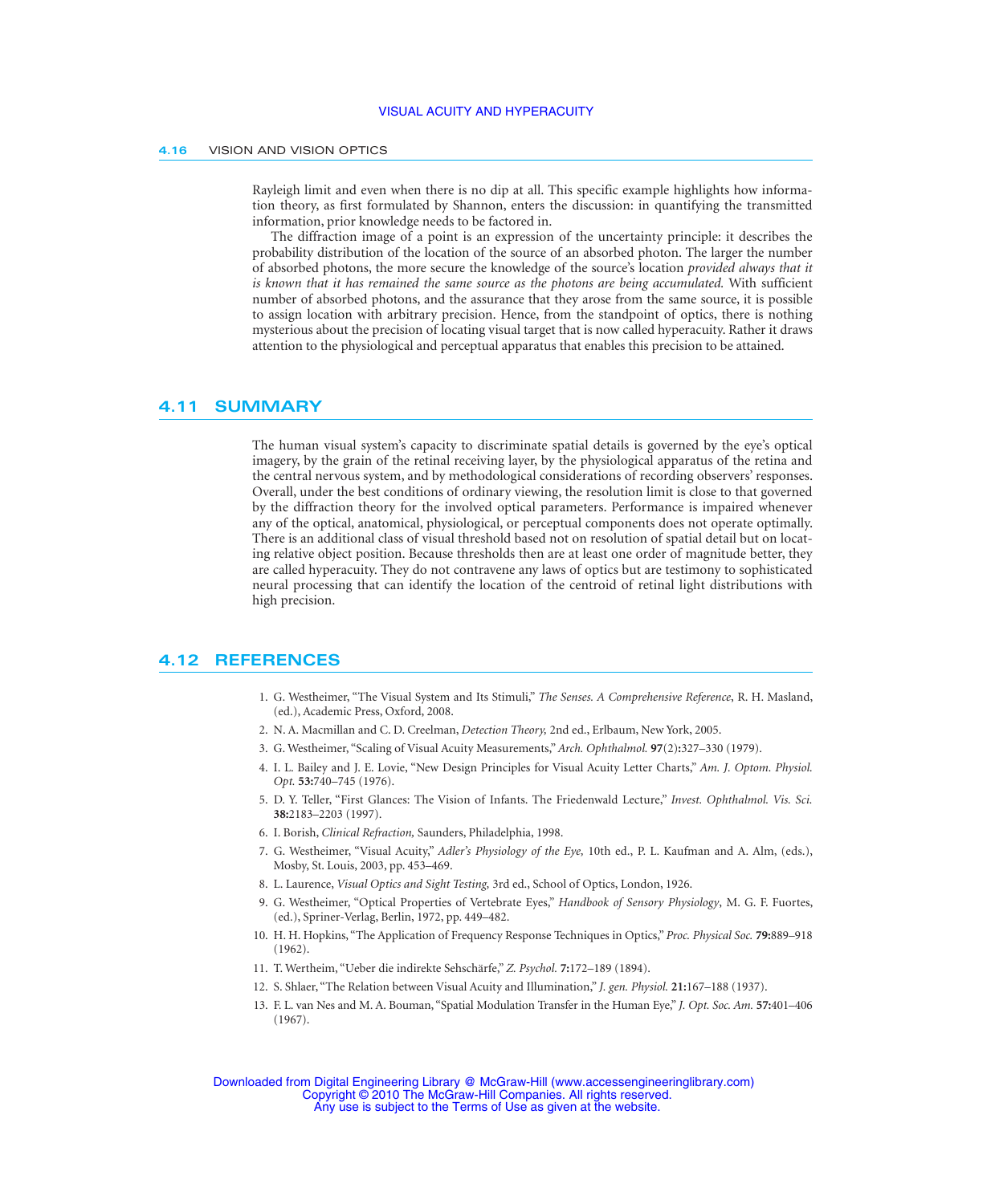Rayleigh limit and even when there is no dip at all. This specific example highlights how information theory, as first formulated by Shannon, enters the discussion: in quantifying the transmitted information, prior knowledge needs to be factored in.

The diffraction image of a point is an expression of the uncertainty principle: it describes the probability distribution of the location of the source of an absorbed photon. The larger the number of absorbed photons, the more secure the knowledge of the source's location *provided always that it is known that it has remained the same source as the photons are being accumulated.* With sufficient number of absorbed photons, and the assurance that they arose from the same source, it is possible to assign location with arbitrary precision. Hence, from the standpoint of optics, there is nothing mysterious about the precision of locating visual target that is now called hyperacuity. Rather it draws attention to the physiological and perceptual apparatus that enables this precision to be attained.

## 4.11 SUMMARY

The human visual system's capacity to discriminate spatial details is governed by the eye's optical imagery, by the grain of the retinal receiving layer, by the physiological apparatus of the retina and the central nervous system, and by methodological considerations of recording observers' responses. Overall, under the best conditions of ordinary viewing, the resolution limit is close to that governed by the diffraction theory for the involved optical parameters. Performance is impaired whenever any of the optical, anatomical, physiological, or perceptual components does not operate optimally. There is an additional class of visual threshold based not on resolution of spatial detail but on locating relative object position. Because thresholds then are at least one order of magnitude better, they are called hyperacuity. They do not contravene any laws of optics but are testimony to sophisticated neural processing that can identify the location of the centroid of retinal light distributions with high precision.

## 4.12 REFERENCES

1. G. Westheimer, "The Visual System and Its Stimuli," *The Senses. A Comprehensive Reference*, R. H. Masland, (ed.), Academic Press, Oxford, 2008.
2. N. A. Macmillan and C. D. Creelman, *Detection Theory,* 2nd ed., Erlbaum, New York, 2005.
3. G. Westheimer, "Scaling of Visual Acuity Measurements," *Arch. Ophthalmol.* **97**(2)**:**327–330 (1979).
4. I. L. Bailey and J. E. Lovie, "New Design Principles for Visual Acuity Letter Charts," *Am. J. Optom. Physiol. Opt.* **53:**740–745 (1976).
5. D. Y. Teller, "First Glances: The Vision of Infants. The Friedenwald Lecture," *Invest. Ophthalmol. Vis. Sci.* **38:**2183–2203 (1997).
6. I. Borish, *Clinical Refraction,* Saunders, Philadelphia, 1998.
7. G. Westheimer, "Visual Acuity," *Adler's Physiology of the Eye,* 10th ed., P. L. Kaufman and A. Alm, (eds.), Mosby, St. Louis, 2003, pp. 453–469.
8. L. Laurence, *Visual Optics and Sight Testing,* 3rd ed., School of Optics, London, 1926.
9. G. Westheimer, "Optical Properties of Vertebrate Eyes," *Handbook of Sensory Physiology*, M. G. F. Fuortes, (ed.), Spriner-Verlag, Berlin, 1972, pp. 449–482.
10. H. H. Hopkins, "The Application of Frequency Response Techniques in Optics," *Proc. Physical Soc.* **79:**889–918 (1962).
11. T. Wertheim, "Ueber die indirekte Sehschärfe," *Z. Psychol.* **7:**172–189 (1894).
12. S. Shlaer, "The Relation between Visual Acuity and Illumination," *J. gen. Physiol.* **21:**167–188 (1937).
13. F. L. van Nes and M. A. Bouman, "Spatial Modulation Transfer in the Human Eye," *J. Opt. Soc. Am.* **57:**401–406 (1967).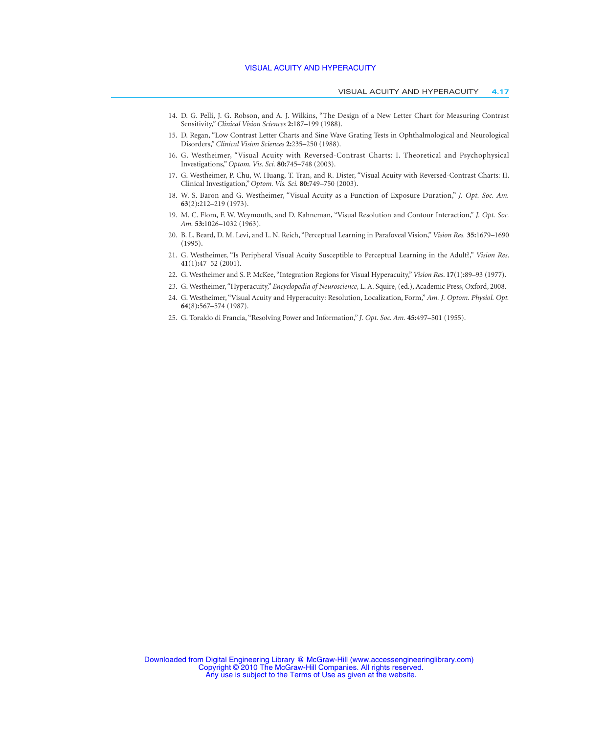14. D. G. Pelli, J. G. Robson, and A. J. Wilkins, "The Design of a New Letter Chart for Measuring Contrast Sensitivity," *Clinical Vision Sciences* **2:**187–199 (1988).
15. D. Regan, "Low Contrast Letter Charts and Sine Wave Grating Tests in Ophthalmological and Neurological Disorders," *Clinical Vision Sciences* **2:**235–250 (1988).
16. G. Westheimer, "Visual Acuity with Reversed-Contrast Charts: I. Theoretical and Psychophysical Investigations," *Optom. Vis. Sci.* **80:**745–748 (2003).
17. G. Westheimer, P. Chu, W. Huang, T. Tran, and R. Dister, "Visual Acuity with Reversed-Contrast Charts: II. Clinical Investigation," *Optom. Vis. Sci.* **80:**749–750 (2003).
18. W. S. Baron and G. Westheimer, "Visual Acuity as a Function of Exposure Duration," *J. Opt. Soc. Am.* **63**(2)**:**212–219 (1973).
19. M. C. Flom, F. W. Weymouth, and D. Kahneman, "Visual Resolution and Contour Interaction," *J. Opt. Soc. Am.* **53:**1026–1032 (1963).
20. B. L. Beard, D. M. Levi, and L. N. Reich, "Perceptual Learning in Parafoveal Vision," *Vision Res.* **35:**1679–1690 (1995).
21. G. Westheimer, "Is Peripheral Visual Acuity Susceptible to Perceptual Learning in the Adult?," *Vision Res.* **41**(1)**:**47–52 (2001).
22. G. Westheimer and S. P. McKee, "Integration Regions for Visual Hyperacuity," *Vision Res.* **17**(1)**:**89–93 (1977).
23. G. Westheimer, "Hyperacuity," *Encyclopedia of Neuroscience*, L. A. Squire, (ed.), Academic Press, Oxford, 2008.
24. G. Westheimer, "Visual Acuity and Hyperacuity: Resolution, Localization, Form," *Am. J. Optom. Physiol. Opt.* **64**(8)**:**567–574 (1987).
25. G. Toraldo di Francia, "Resolving Power and Information," *J. Opt. Soc. Am.* **45:**497–501 (1955).